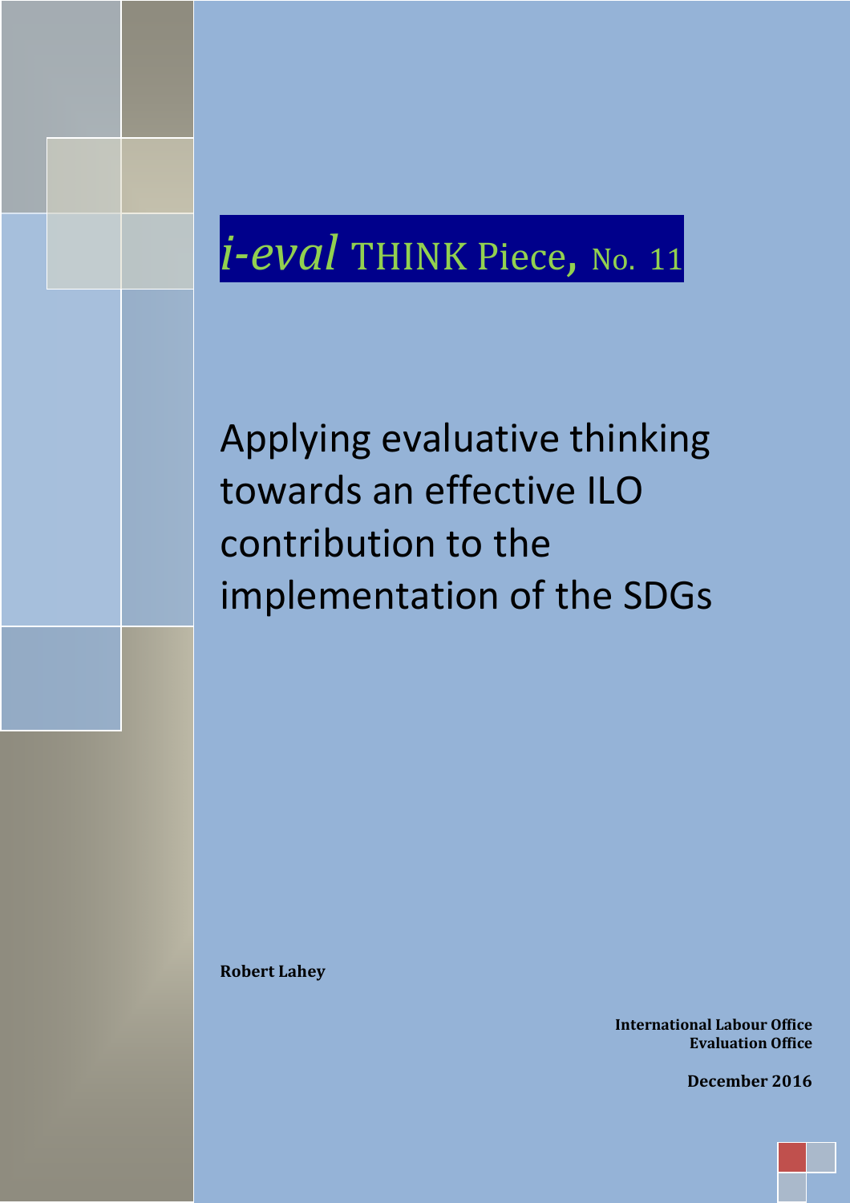*i-eval* THINK Piece, No. 11

# Applying evaluative thinking towards an effective ILO contribution to the implementation of the SDGs

**Robert Lahey**

**International Labour Office**
**Evaluation Office**

**December 2016**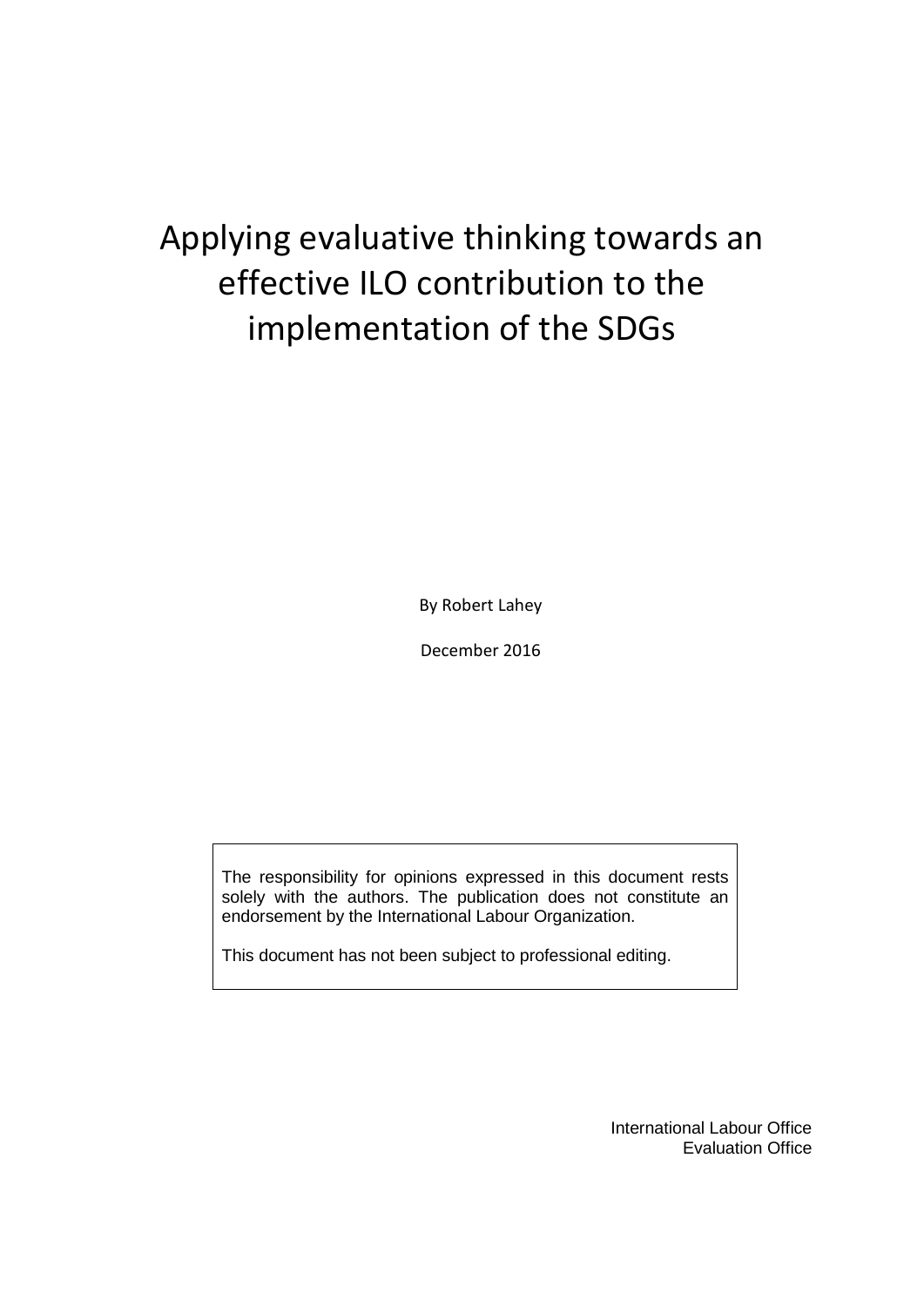# Applying evaluative thinking towards an effective ILO contribution to the implementation of the SDGs

By Robert Lahey

December 2016

> The responsibility for opinions expressed in this document rests solely with the authors. The publication does not constitute an endorsement by the International Labour Organization.
>
> This document has not been subject to professional editing.

International Labour Office
Evaluation Office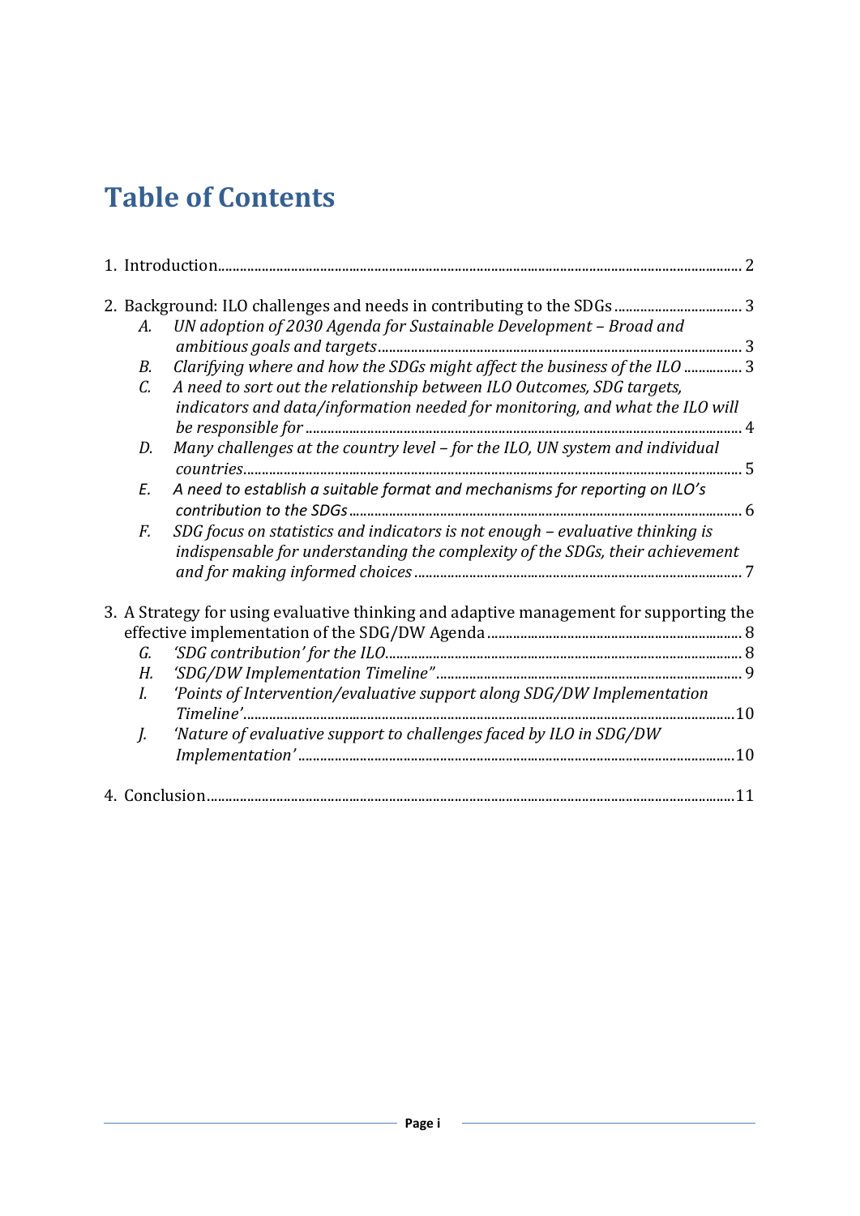# Table of Contents

1. Introduction ..... 2

2. Background: ILO challenges and needs in contributing to the SDGs ..... 3
   - A. *UN adoption of 2030 Agenda for Sustainable Development – Broad and ambitious goals and targets* ..... 3
   - B. *Clarifying where and how the SDGs might affect the business of the ILO* ..... 3
   - C. *A need to sort out the relationship between ILO Outcomes, SDG targets, indicators and data/information needed for monitoring, and what the ILO will be responsible for* ..... 4
   - D. *Many challenges at the country level – for the ILO, UN system and individual countries* ..... 5
   - E. *A need to establish a suitable format and mechanisms for reporting on ILO's contribution to the SDGs* ..... 6
   - F. *SDG focus on statistics and indicators is not enough – evaluative thinking is indispensable for understanding the complexity of the SDGs, their achievement and for making informed choices* ..... 7

3. A Strategy for using evaluative thinking and adaptive management for supporting the effective implementation of the SDG/DW Agenda ..... 8
   - G. *'SDG contribution' for the ILO* ..... 8
   - H. *'SDG/DW Implementation Timeline"* ..... 9
   - I. *'Points of Intervention/evaluative support along SDG/DW Implementation Timeline'* ..... 10
   - J. *'Nature of evaluative support to challenges faced by ILO in SDG/DW Implementation'* ..... 10

4. Conclusion ..... 11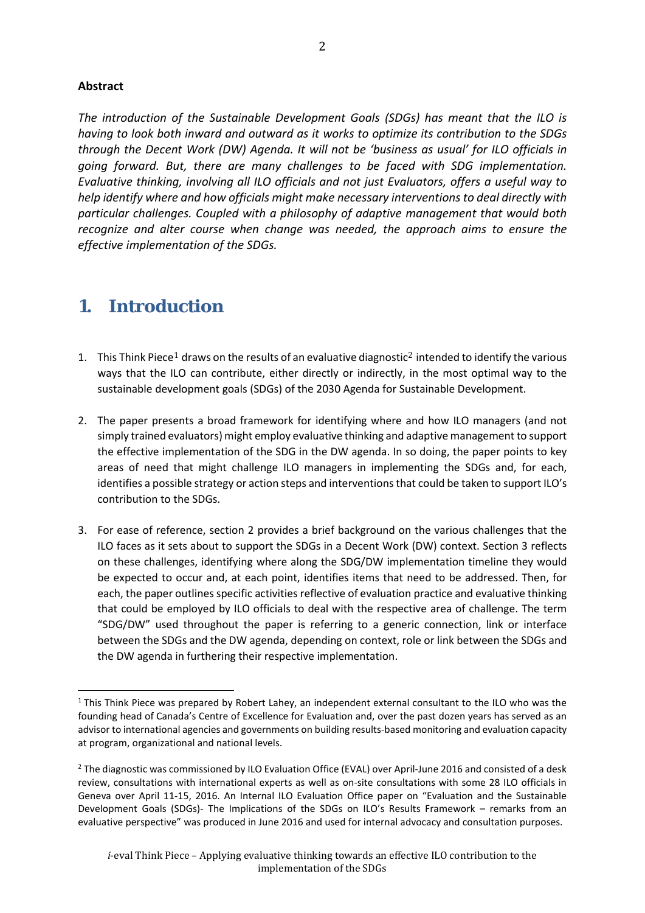**Abstract**

*The introduction of the Sustainable Development Goals (SDGs) has meant that the ILO is having to look both inward and outward as it works to optimize its contribution to the SDGs through the Decent Work (DW) Agenda. It will not be 'business as usual' for ILO officials in going forward. But, there are many challenges to be faced with SDG implementation. Evaluative thinking, involving all ILO officials and not just Evaluators, offers a useful way to help identify where and how officials might make necessary interventions to deal directly with particular challenges. Coupled with a philosophy of adaptive management that would both recognize and alter course when change was needed, the approach aims to ensure the effective implementation of the SDGs.*

# 1. Introduction

1. This Think Piece[1] draws on the results of an evaluative diagnostic[2] intended to identify the various ways that the ILO can contribute, either directly or indirectly, in the most optimal way to the sustainable development goals (SDGs) of the 2030 Agenda for Sustainable Development.

2. The paper presents a broad framework for identifying where and how ILO managers (and not simply trained evaluators) might employ evaluative thinking and adaptive management to support the effective implementation of the SDG in the DW agenda. In so doing, the paper points to key areas of need that might challenge ILO managers in implementing the SDGs and, for each, identifies a possible strategy or action steps and interventions that could be taken to support ILO's contribution to the SDGs.

3. For ease of reference, section 2 provides a brief background on the various challenges that the ILO faces as it sets about to support the SDGs in a Decent Work (DW) context. Section 3 reflects on these challenges, identifying where along the SDG/DW implementation timeline they would be expected to occur and, at each point, identifies items that need to be addressed. Then, for each, the paper outlines specific activities reflective of evaluation practice and evaluative thinking that could be employed by ILO officials to deal with the respective area of challenge. The term "SDG/DW" used throughout the paper is referring to a generic connection, link or interface between the SDGs and the DW agenda, depending on context, role or link between the SDGs and the DW agenda in furthering their respective implementation.

---

[1] This Think Piece was prepared by Robert Lahey, an independent external consultant to the ILO who was the founding head of Canada's Centre of Excellence for Evaluation and, over the past dozen years has served as an advisor to international agencies and governments on building results-based monitoring and evaluation capacity at program, organizational and national levels.

[2] The diagnostic was commissioned by ILO Evaluation Office (EVAL) over April-June 2016 and consisted of a desk review, consultations with international experts as well as on-site consultations with some 28 ILO officials in Geneva over April 11-15, 2016. An Internal ILO Evaluation Office paper on "Evaluation and the Sustainable Development Goals (SDGs)- The Implications of the SDGs on ILO's Results Framework – remarks from an evaluative perspective" was produced in June 2016 and used for internal advocacy and consultation purposes.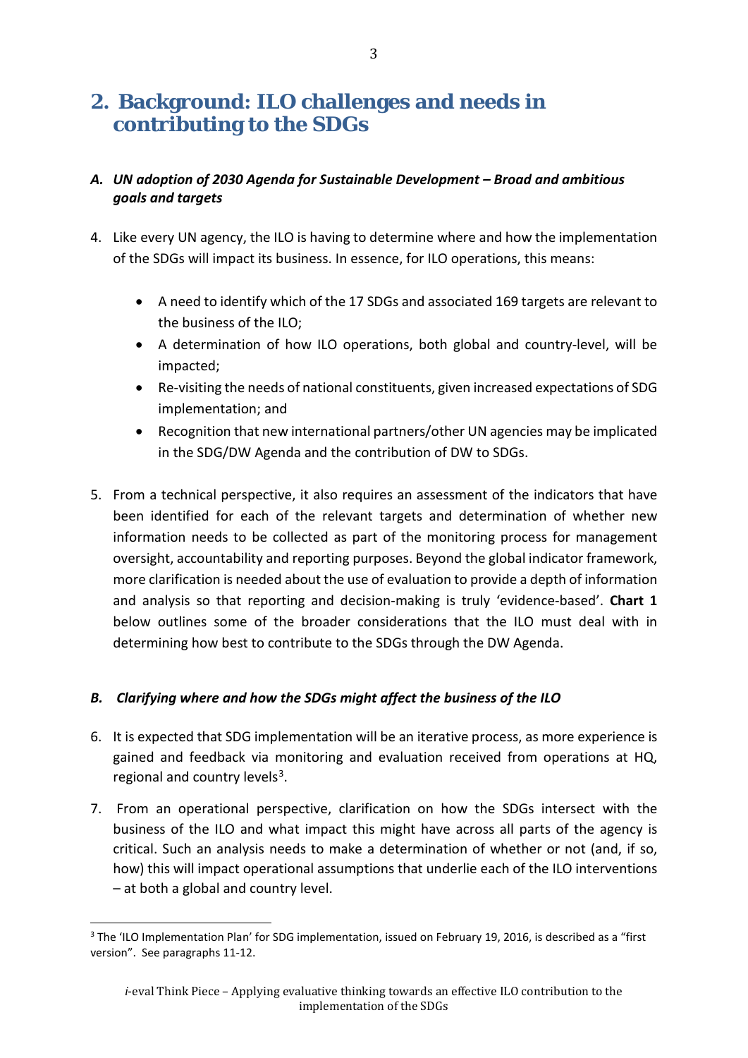## 2. Background: ILO challenges and needs in contributing to the SDGs

### *A. UN adoption of 2030 Agenda for Sustainable Development – Broad and ambitious goals and targets*

4. Like every UN agency, the ILO is having to determine where and how the implementation of the SDGs will impact its business. In essence, for ILO operations, this means:

    - A need to identify which of the 17 SDGs and associated 169 targets are relevant to the business of the ILO;
    - A determination of how ILO operations, both global and country-level, will be impacted;
    - Re-visiting the needs of national constituents, given increased expectations of SDG implementation; and
    - Recognition that new international partners/other UN agencies may be implicated in the SDG/DW Agenda and the contribution of DW to SDGs.

5. From a technical perspective, it also requires an assessment of the indicators that have been identified for each of the relevant targets and determination of whether new information needs to be collected as part of the monitoring process for management oversight, accountability and reporting purposes. Beyond the global indicator framework, more clarification is needed about the use of evaluation to provide a depth of information and analysis so that reporting and decision-making is truly 'evidence-based'. **Chart 1** below outlines some of the broader considerations that the ILO must deal with in determining how best to contribute to the SDGs through the DW Agenda.

### *B. Clarifying where and how the SDGs might affect the business of the ILO*

6. It is expected that SDG implementation will be an iterative process, as more experience is gained and feedback via monitoring and evaluation received from operations at HQ, regional and country levels[3].

7. From an operational perspective, clarification on how the SDGs intersect with the business of the ILO and what impact this might have across all parts of the agency is critical. Such an analysis needs to make a determination of whether or not (and, if so, how) this will impact operational assumptions that underlie each of the ILO interventions – at both a global and country level.

---

[3] The 'ILO Implementation Plan' for SDG implementation, issued on February 19, 2016, is described as a "first version". See paragraphs 11-12.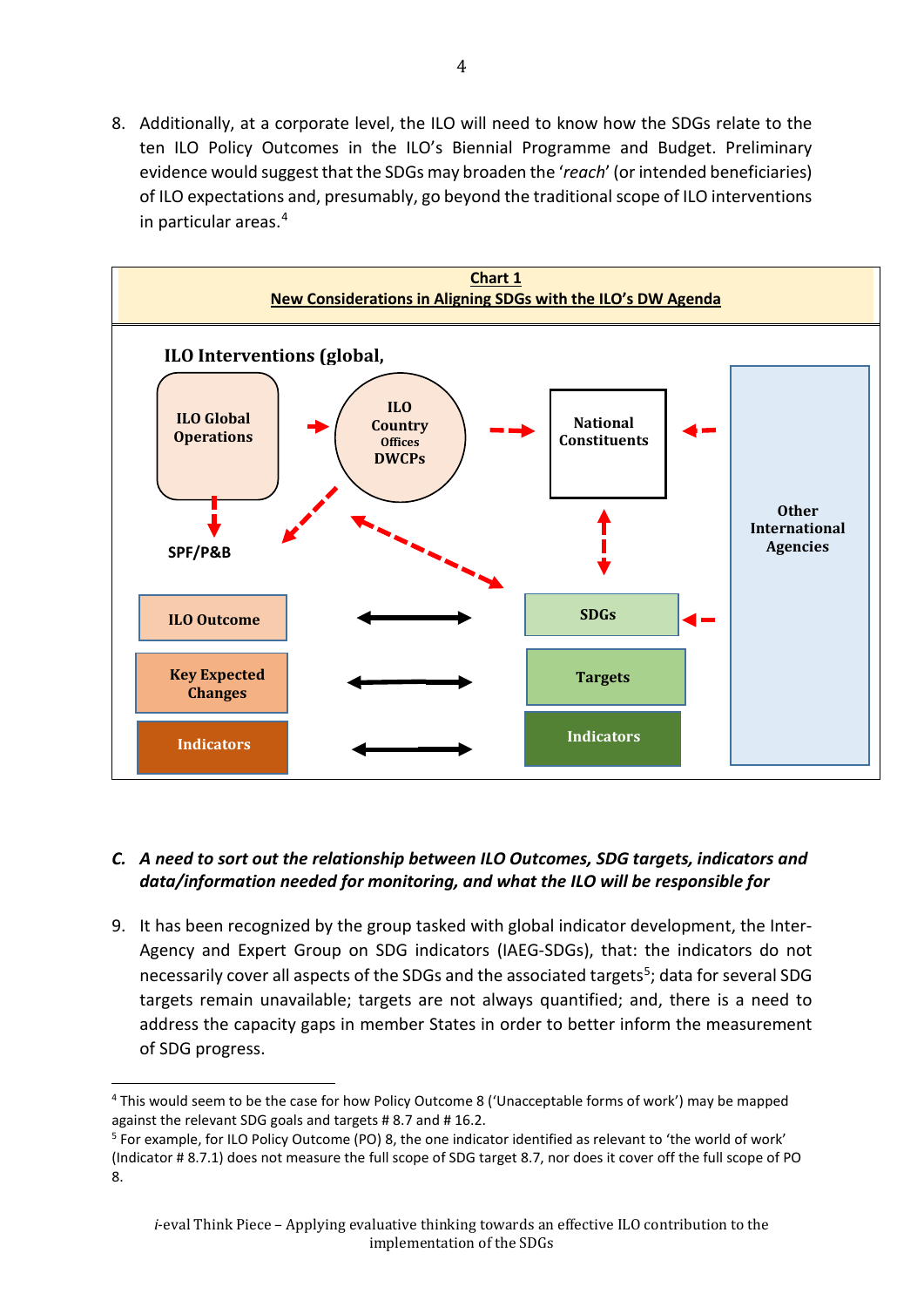8. Additionally, at a corporate level, the ILO will need to know how the SDGs relate to the ten ILO Policy Outcomes in the ILO's Biennial Programme and Budget. Preliminary evidence would suggest that the SDGs may broaden the '*reach*' (or intended beneficiaries) of ILO expectations and, presumably, go beyond the traditional scope of ILO interventions in particular areas.[4]

**Chart 1**
**New Considerations in Aligning SDGs with the ILO's DW Agenda**

ILO Interventions (global,

ILO Global Operations

ILO Country Offices DWCPs

National Constituents

Other International Agencies

SPF/P&B

ILO Outcome

Key Expected Changes

Indicators

SDGs

Targets

Indicators

## C. *A need to sort out the relationship between ILO Outcomes, SDG targets, indicators and data/information needed for monitoring, and what the ILO will be responsible for*

9. It has been recognized by the group tasked with global indicator development, the Inter-Agency and Expert Group on SDG indicators (IAEG-SDGs), that: the indicators do not necessarily cover all aspects of the SDGs and the associated targets[5]; data for several SDG targets remain unavailable; targets are not always quantified; and, there is a need to address the capacity gaps in member States in order to better inform the measurement of SDG progress.

---

[4] This would seem to be the case for how Policy Outcome 8 ('Unacceptable forms of work') may be mapped against the relevant SDG goals and targets # 8.7 and # 16.2.

[5] For example, for ILO Policy Outcome (PO) 8, the one indicator identified as relevant to 'the world of work' (Indicator # 8.7.1) does not measure the full scope of SDG target 8.7, nor does it cover off the full scope of PO 8.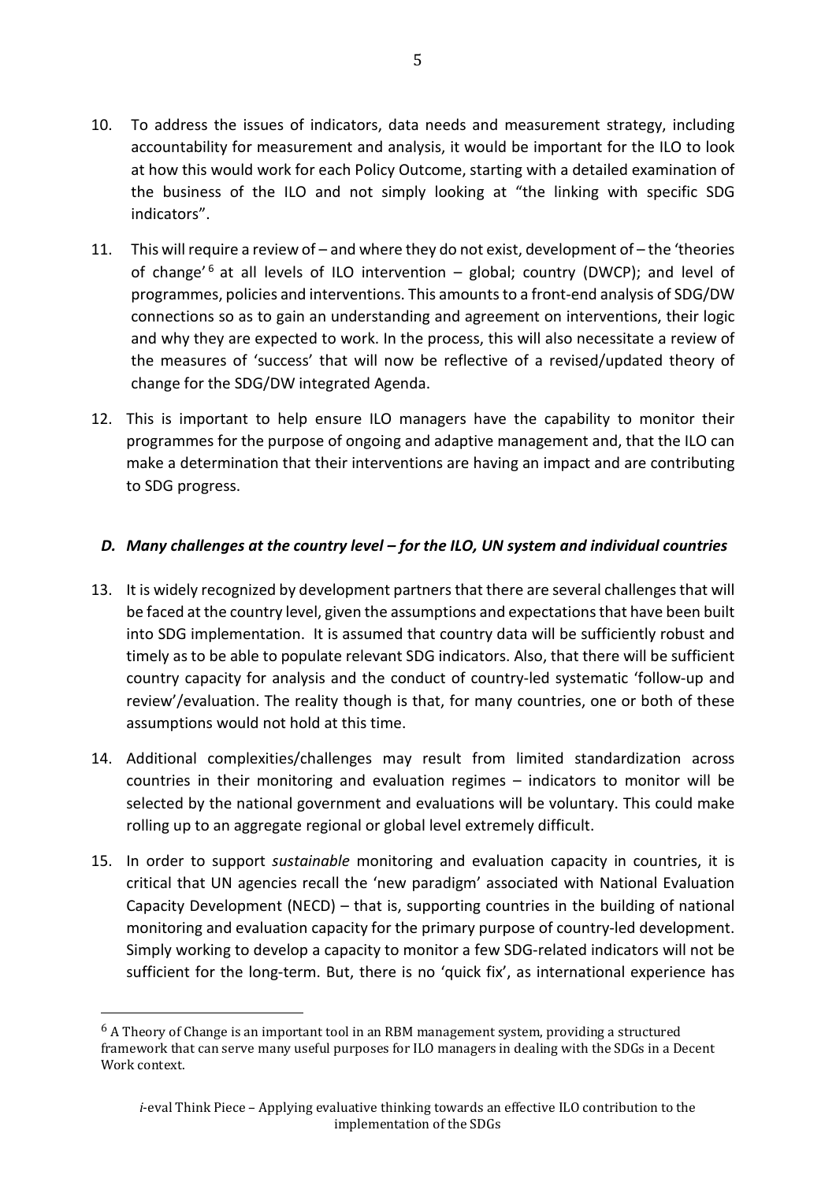10. To address the issues of indicators, data needs and measurement strategy, including accountability for measurement and analysis, it would be important for the ILO to look at how this would work for each Policy Outcome, starting with a detailed examination of the business of the ILO and not simply looking at "the linking with specific SDG indicators".

11. This will require a review of – and where they do not exist, development of – the 'theories of change'[6] at all levels of ILO intervention – global; country (DWCP); and level of programmes, policies and interventions. This amounts to a front-end analysis of SDG/DW connections so as to gain an understanding and agreement on interventions, their logic and why they are expected to work. In the process, this will also necessitate a review of the measures of 'success' that will now be reflective of a revised/updated theory of change for the SDG/DW integrated Agenda.

12. This is important to help ensure ILO managers have the capability to monitor their programmes for the purpose of ongoing and adaptive management and, that the ILO can make a determination that their interventions are having an impact and are contributing to SDG progress.

### *D. Many challenges at the country level – for the ILO, UN system and individual countries*

13. It is widely recognized by development partners that there are several challenges that will be faced at the country level, given the assumptions and expectations that have been built into SDG implementation. It is assumed that country data will be sufficiently robust and timely as to be able to populate relevant SDG indicators. Also, that there will be sufficient country capacity for analysis and the conduct of country-led systematic 'follow-up and review'/evaluation. The reality though is that, for many countries, one or both of these assumptions would not hold at this time.

14. Additional complexities/challenges may result from limited standardization across countries in their monitoring and evaluation regimes – indicators to monitor will be selected by the national government and evaluations will be voluntary. This could make rolling up to an aggregate regional or global level extremely difficult.

15. In order to support *sustainable* monitoring and evaluation capacity in countries, it is critical that UN agencies recall the 'new paradigm' associated with National Evaluation Capacity Development (NECD) – that is, supporting countries in the building of national monitoring and evaluation capacity for the primary purpose of country-led development. Simply working to develop a capacity to monitor a few SDG-related indicators will not be sufficient for the long-term. But, there is no 'quick fix', as international experience has

---

[6] A Theory of Change is an important tool in an RBM management system, providing a structured framework that can serve many useful purposes for ILO managers in dealing with the SDGs in a Decent Work context.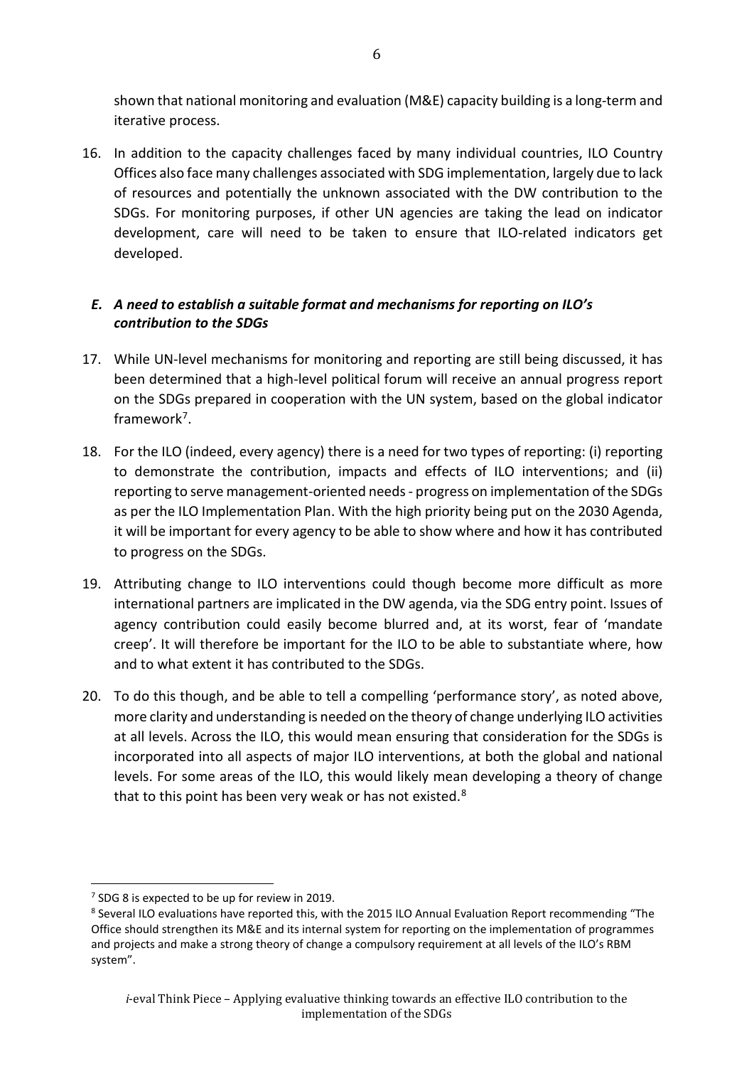shown that national monitoring and evaluation (M&E) capacity building is a long-term and iterative process.

16. In addition to the capacity challenges faced by many individual countries, ILO Country Offices also face many challenges associated with SDG implementation, largely due to lack of resources and potentially the unknown associated with the DW contribution to the SDGs. For monitoring purposes, if other UN agencies are taking the lead on indicator development, care will need to be taken to ensure that ILO-related indicators get developed.

### *E. A need to establish a suitable format and mechanisms for reporting on ILO's contribution to the SDGs*

17. While UN-level mechanisms for monitoring and reporting are still being discussed, it has been determined that a high-level political forum will receive an annual progress report on the SDGs prepared in cooperation with the UN system, based on the global indicator framework[7].

18. For the ILO (indeed, every agency) there is a need for two types of reporting: (i) reporting to demonstrate the contribution, impacts and effects of ILO interventions; and (ii) reporting to serve management-oriented needs - progress on implementation of the SDGs as per the ILO Implementation Plan. With the high priority being put on the 2030 Agenda, it will be important for every agency to be able to show where and how it has contributed to progress on the SDGs.

19. Attributing change to ILO interventions could though become more difficult as more international partners are implicated in the DW agenda, via the SDG entry point. Issues of agency contribution could easily become blurred and, at its worst, fear of 'mandate creep'. It will therefore be important for the ILO to be able to substantiate where, how and to what extent it has contributed to the SDGs.

20. To do this though, and be able to tell a compelling 'performance story', as noted above, more clarity and understanding is needed on the theory of change underlying ILO activities at all levels. Across the ILO, this would mean ensuring that consideration for the SDGs is incorporated into all aspects of major ILO interventions, at both the global and national levels. For some areas of the ILO, this would likely mean developing a theory of change that to this point has been very weak or has not existed.[8]

---

[7] SDG 8 is expected to be up for review in 2019.

[8] Several ILO evaluations have reported this, with the 2015 ILO Annual Evaluation Report recommending "The Office should strengthen its M&E and its internal system for reporting on the implementation of programmes and projects and make a strong theory of change a compulsory requirement at all levels of the ILO's RBM system".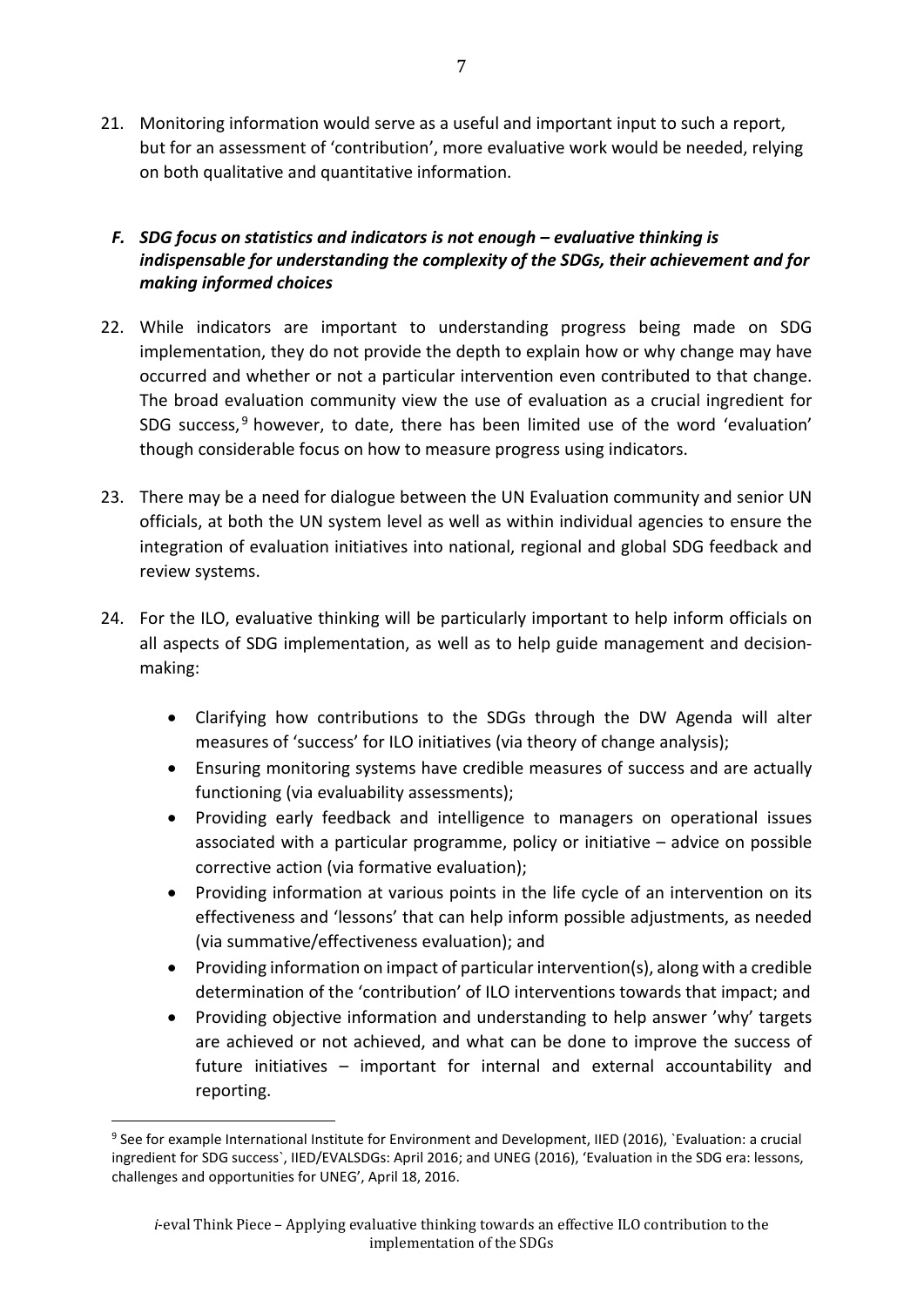21. Monitoring information would serve as a useful and important input to such a report, but for an assessment of 'contribution', more evaluative work would be needed, relying on both qualitative and quantitative information.

### *F. SDG focus on statistics and indicators is not enough – evaluative thinking is indispensable for understanding the complexity of the SDGs, their achievement and for making informed choices*

22. While indicators are important to understanding progress being made on SDG implementation, they do not provide the depth to explain how or why change may have occurred and whether or not a particular intervention even contributed to that change. The broad evaluation community view the use of evaluation as a crucial ingredient for SDG success,[9] however, to date, there has been limited use of the word 'evaluation' though considerable focus on how to measure progress using indicators.

23. There may be a need for dialogue between the UN Evaluation community and senior UN officials, at both the UN system level as well as within individual agencies to ensure the integration of evaluation initiatives into national, regional and global SDG feedback and review systems.

24. For the ILO, evaluative thinking will be particularly important to help inform officials on all aspects of SDG implementation, as well as to help guide management and decision-making:

    - Clarifying how contributions to the SDGs through the DW Agenda will alter measures of 'success' for ILO initiatives (via theory of change analysis);
    - Ensuring monitoring systems have credible measures of success and are actually functioning (via evaluability assessments);
    - Providing early feedback and intelligence to managers on operational issues associated with a particular programme, policy or initiative – advice on possible corrective action (via formative evaluation);
    - Providing information at various points in the life cycle of an intervention on its effectiveness and 'lessons' that can help inform possible adjustments, as needed (via summative/effectiveness evaluation); and
    - Providing information on impact of particular intervention(s), along with a credible determination of the 'contribution' of ILO interventions towards that impact; and
    - Providing objective information and understanding to help answer 'why' targets are achieved or not achieved, and what can be done to improve the success of future initiatives – important for internal and external accountability and reporting.

[9] See for example International Institute for Environment and Development, IIED (2016), `Evaluation: a crucial ingredient for SDG success`, IIED/EVALSDGs: April 2016; and UNEG (2016), 'Evaluation in the SDG era: lessons, challenges and opportunities for UNEG', April 18, 2016.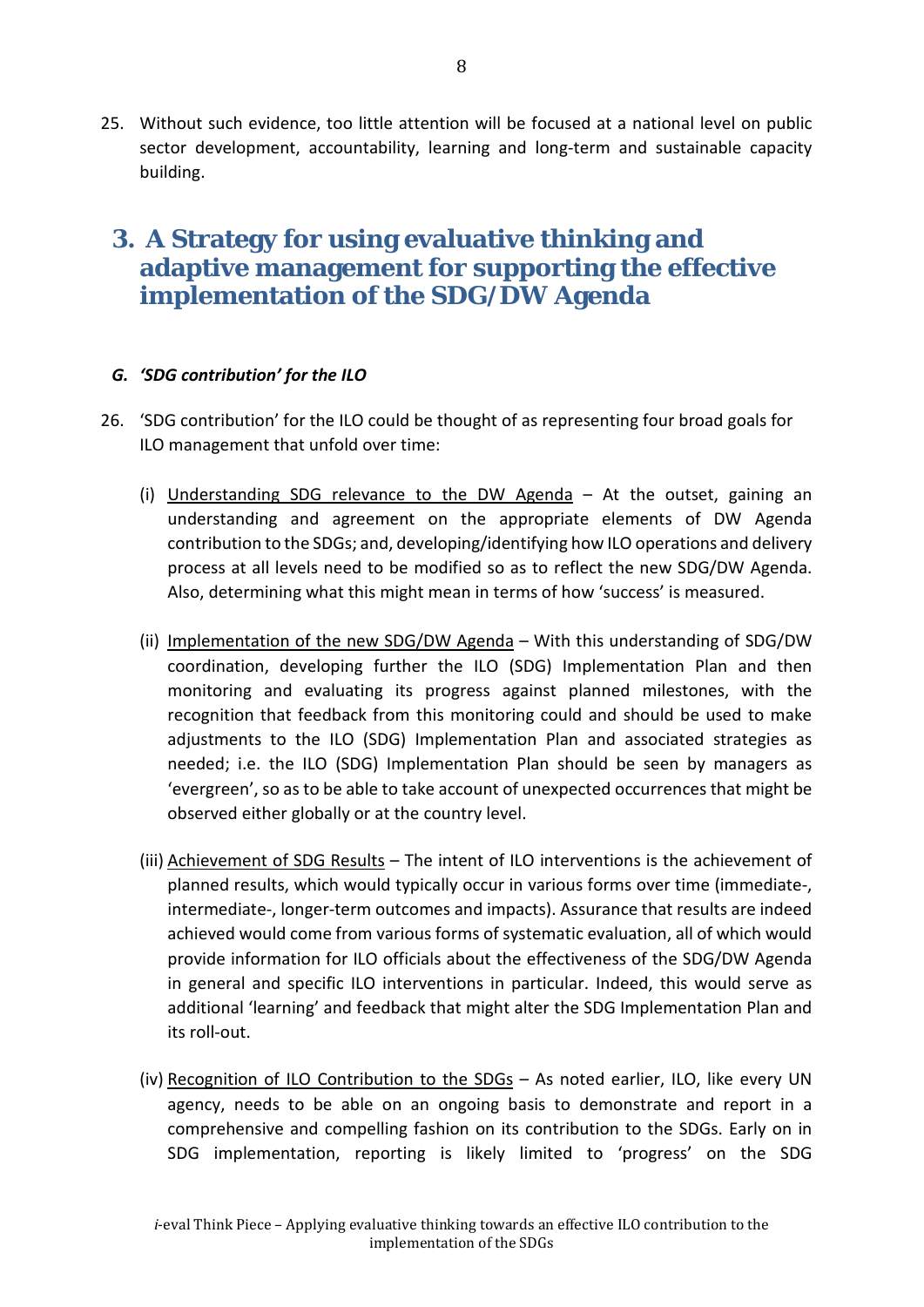25. Without such evidence, too little attention will be focused at a national level on public sector development, accountability, learning and long-term and sustainable capacity building.

# 3. A Strategy for using evaluative thinking and adaptive management for supporting the effective implementation of the SDG/DW Agenda

### *G. 'SDG contribution' for the ILO*

26. 'SDG contribution' for the ILO could be thought of as representing four broad goals for ILO management that unfold over time:

   (i) Understanding SDG relevance to the DW Agenda – At the outset, gaining an understanding and agreement on the appropriate elements of DW Agenda contribution to the SDGs; and, developing/identifying how ILO operations and delivery process at all levels need to be modified so as to reflect the new SDG/DW Agenda. Also, determining what this might mean in terms of how 'success' is measured.

   (ii) Implementation of the new SDG/DW Agenda – With this understanding of SDG/DW coordination, developing further the ILO (SDG) Implementation Plan and then monitoring and evaluating its progress against planned milestones, with the recognition that feedback from this monitoring could and should be used to make adjustments to the ILO (SDG) Implementation Plan and associated strategies as needed; i.e. the ILO (SDG) Implementation Plan should be seen by managers as 'evergreen', so as to be able to take account of unexpected occurrences that might be observed either globally or at the country level.

   (iii) Achievement of SDG Results – The intent of ILO interventions is the achievement of planned results, which would typically occur in various forms over time (immediate-, intermediate-, longer-term outcomes and impacts). Assurance that results are indeed achieved would come from various forms of systematic evaluation, all of which would provide information for ILO officials about the effectiveness of the SDG/DW Agenda in general and specific ILO interventions in particular. Indeed, this would serve as additional 'learning' and feedback that might alter the SDG Implementation Plan and its roll-out.

   (iv) Recognition of ILO Contribution to the SDGs – As noted earlier, ILO, like every UN agency, needs to be able on an ongoing basis to demonstrate and report in a comprehensive and compelling fashion on its contribution to the SDGs. Early on in SDG implementation, reporting is likely limited to 'progress' on the SDG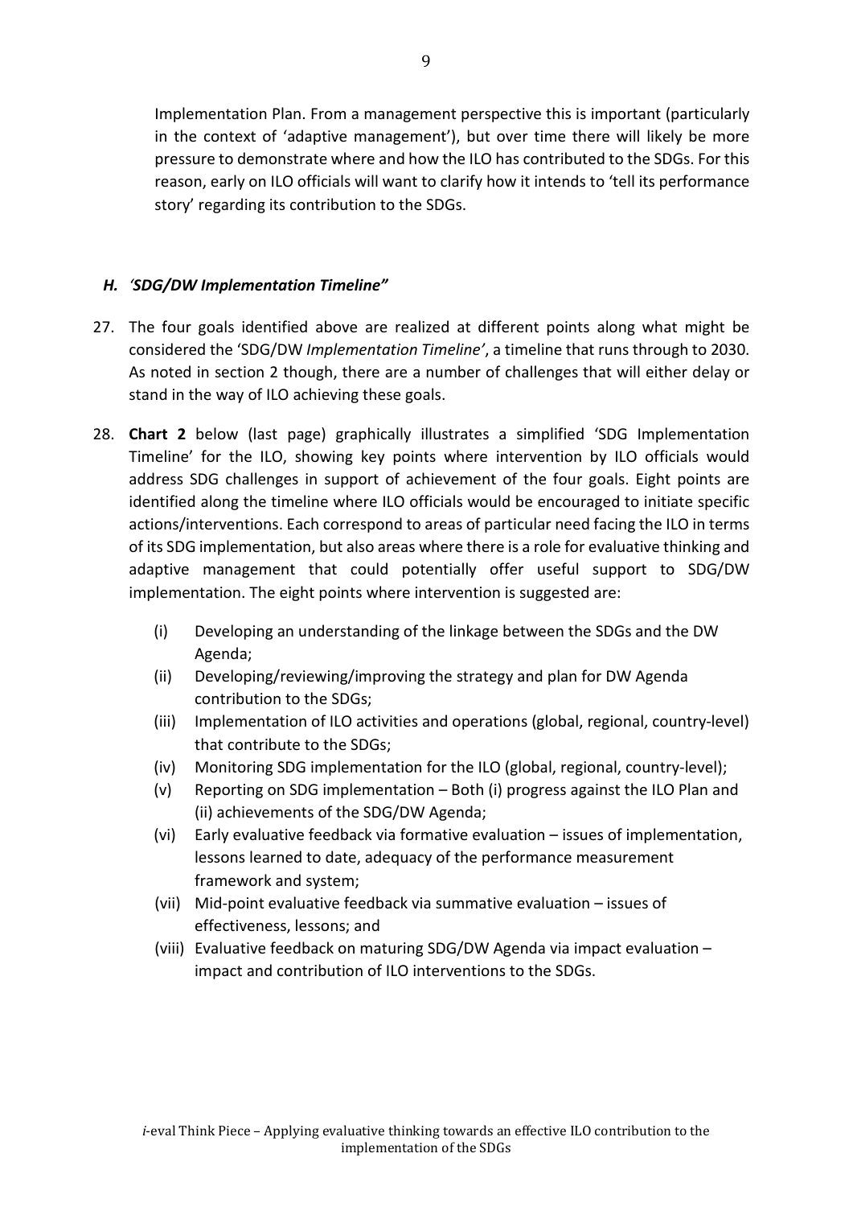Implementation Plan. From a management perspective this is important (particularly in the context of 'adaptive management'), but over time there will likely be more pressure to demonstrate where and how the ILO has contributed to the SDGs. For this reason, early on ILO officials will want to clarify how it intends to 'tell its performance story' regarding its contribution to the SDGs.

### *H. 'SDG/DW Implementation Timeline"*

27. The four goals identified above are realized at different points along what might be considered the 'SDG/DW *Implementation Timeline'*, a timeline that runs through to 2030. As noted in section 2 though, there are a number of challenges that will either delay or stand in the way of ILO achieving these goals.

28. **Chart 2** below (last page) graphically illustrates a simplified 'SDG Implementation Timeline' for the ILO, showing key points where intervention by ILO officials would address SDG challenges in support of achievement of the four goals. Eight points are identified along the timeline where ILO officials would be encouraged to initiate specific actions/interventions. Each correspond to areas of particular need facing the ILO in terms of its SDG implementation, but also areas where there is a role for evaluative thinking and adaptive management that could potentially offer useful support to SDG/DW implementation. The eight points where intervention is suggested are:

    (i) Developing an understanding of the linkage between the SDGs and the DW Agenda;
    (ii) Developing/reviewing/improving the strategy and plan for DW Agenda contribution to the SDGs;
    (iii) Implementation of ILO activities and operations (global, regional, country-level) that contribute to the SDGs;
    (iv) Monitoring SDG implementation for the ILO (global, regional, country-level);
    (v) Reporting on SDG implementation – Both (i) progress against the ILO Plan and (ii) achievements of the SDG/DW Agenda;
    (vi) Early evaluative feedback via formative evaluation – issues of implementation, lessons learned to date, adequacy of the performance measurement framework and system;
    (vii) Mid-point evaluative feedback via summative evaluation – issues of effectiveness, lessons; and
    (viii) Evaluative feedback on maturing SDG/DW Agenda via impact evaluation – impact and contribution of ILO interventions to the SDGs.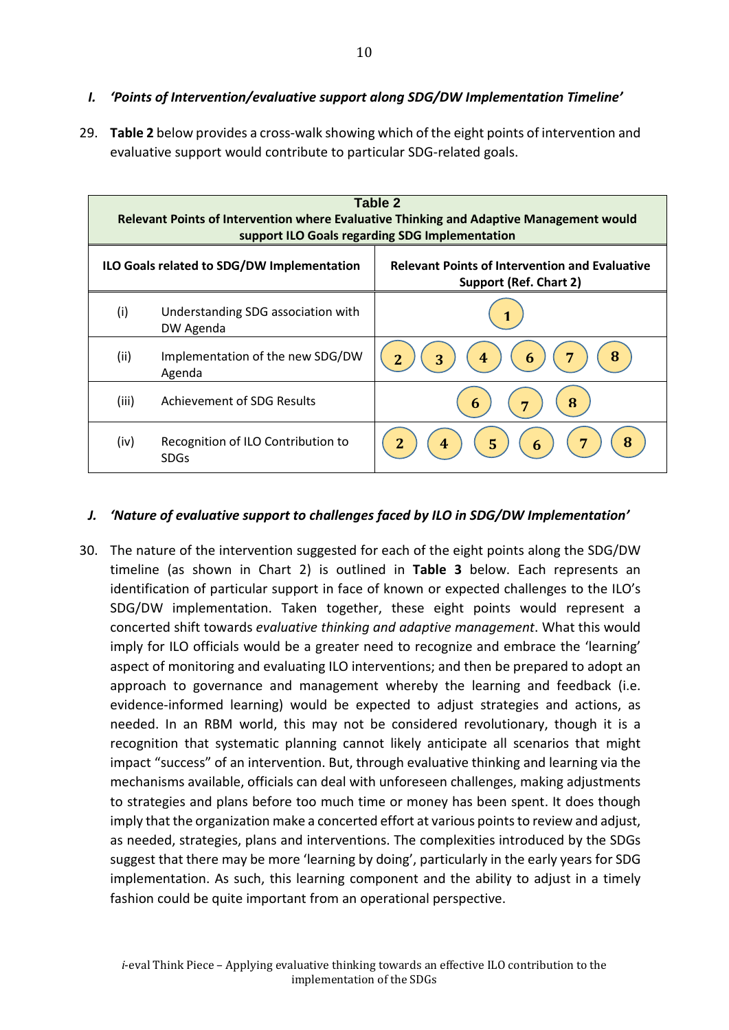### I. *'Points of Intervention/evaluative support along SDG/DW Implementation Timeline'*

29. **Table 2** below provides a cross-walk showing which of the eight points of intervention and evaluative support would contribute to particular SDG-related goals.

**Table 2**
**Relevant Points of Intervention where Evaluative Thinking and Adaptive Management would support ILO Goals regarding SDG Implementation**

| ILO Goals related to SDG/DW Implementation | | Relevant Points of Intervention and Evaluative Support (Ref. Chart 2) |
|---|---|---|
| (i) | Understanding SDG association with DW Agenda | 1 |
| (ii) | Implementation of the new SDG/DW Agenda | 2, 3, 4, 6, 7, 8 |
| (iii) | Achievement of SDG Results | 6, 7, 8 |
| (iv) | Recognition of ILO Contribution to SDGs | 2, 4, 5, 6, 7, 8 |

### J. *'Nature of evaluative support to challenges faced by ILO in SDG/DW Implementation'*

30. The nature of the intervention suggested for each of the eight points along the SDG/DW timeline (as shown in Chart 2) is outlined in **Table 3** below. Each represents an identification of particular support in face of known or expected challenges to the ILO's SDG/DW implementation. Taken together, these eight points would represent a concerted shift towards *evaluative thinking and adaptive management*. What this would imply for ILO officials would be a greater need to recognize and embrace the 'learning' aspect of monitoring and evaluating ILO interventions; and then be prepared to adopt an approach to governance and management whereby the learning and feedback (i.e. evidence-informed learning) would be expected to adjust strategies and actions, as needed. In an RBM world, this may not be considered revolutionary, though it is a recognition that systematic planning cannot likely anticipate all scenarios that might impact "success" of an intervention. But, through evaluative thinking and learning via the mechanisms available, officials can deal with unforeseen challenges, making adjustments to strategies and plans before too much time or money has been spent. It does though imply that the organization make a concerted effort at various points to review and adjust, as needed, strategies, plans and interventions. The complexities introduced by the SDGs suggest that there may be more 'learning by doing', particularly in the early years for SDG implementation. As such, this learning component and the ability to adjust in a timely fashion could be quite important from an operational perspective.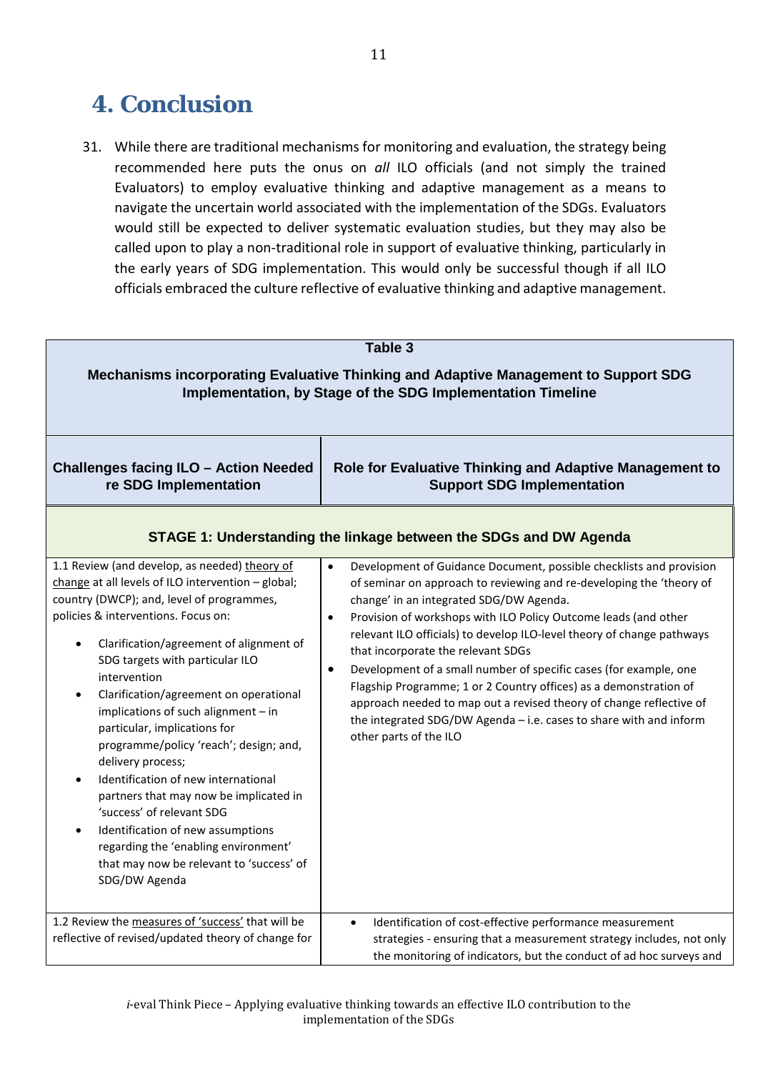# 4. Conclusion

31. While there are traditional mechanisms for monitoring and evaluation, the strategy being recommended here puts the onus on *all* ILO officials (and not simply the trained Evaluators) to employ evaluative thinking and adaptive management as a means to navigate the uncertain world associated with the implementation of the SDGs. Evaluators would still be expected to deliver systematic evaluation studies, but they may also be called upon to play a non-traditional role in support of evaluative thinking, particularly in the early years of SDG implementation. This would only be successful though if all ILO officials embraced the culture reflective of evaluative thinking and adaptive management.

**Table 3**

**Mechanisms incorporating Evaluative Thinking and Adaptive Management to Support SDG Implementation, by Stage of the SDG Implementation Timeline**

| Challenges facing ILO – Action Needed re SDG Implementation | Role for Evaluative Thinking and Adaptive Management to Support SDG Implementation |
|---|---|
| **STAGE 1: Understanding the linkage between the SDGs and DW Agenda** | |
| 1.1 Review (and develop, as needed) theory of change at all levels of ILO intervention – global; country (DWCP); and, level of programmes, policies & interventions. Focus on:<br>• Clarification/agreement of alignment of SDG targets with particular ILO intervention<br>• Clarification/agreement on operational implications of such alignment – in particular, implications for programme/policy 'reach'; design; and, delivery process;<br>• Identification of new international partners that may now be implicated in 'success' of relevant SDG<br>• Identification of new assumptions regarding the 'enabling environment' that may now be relevant to 'success' of SDG/DW Agenda | • Development of Guidance Document, possible checklists and provision of seminar on approach to reviewing and re-developing the 'theory of change' in an integrated SDG/DW Agenda.<br>• Provision of workshops with ILO Policy Outcome leads (and other relevant ILO officials) to develop ILO-level theory of change pathways that incorporate the relevant SDGs<br>• Development of a small number of specific cases (for example, one Flagship Programme; 1 or 2 Country offices) as a demonstration of approach needed to map out a revised theory of change reflective of the integrated SDG/DW Agenda – i.e. cases to share with and inform other parts of the ILO |
| 1.2 Review the measures of 'success' that will be reflective of revised/updated theory of change for | • Identification of cost-effective performance measurement strategies - ensuring that a measurement strategy includes, not only the monitoring of indicators, but the conduct of ad hoc surveys and |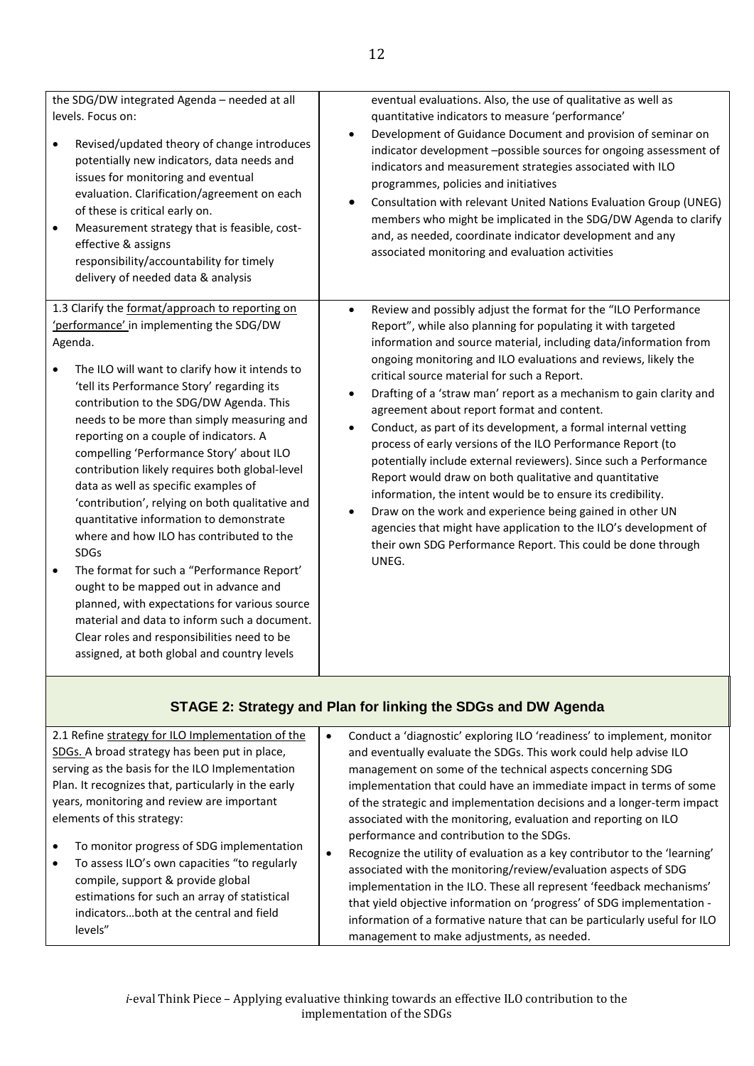| | |
|---|---|
| the SDG/DW integrated Agenda – needed at all levels. Focus on:<br>• Revised/updated theory of change introduces potentially new indicators, data needs and issues for monitoring and eventual evaluation. Clarification/agreement on each of these is critical early on.<br>• Measurement strategy that is feasible, cost-effective & assigns responsibility/accountability for timely delivery of needed data & analysis | eventual evaluations. Also, the use of qualitative as well as quantitative indicators to measure 'performance'<br>• Development of Guidance Document and provision of seminar on indicator development –possible sources for ongoing assessment of indicators and measurement strategies associated with ILO programmes, policies and initiatives<br>• Consultation with relevant United Nations Evaluation Group (UNEG) members who might be implicated in the SDG/DW Agenda to clarify and, as needed, coordinate indicator development and any associated monitoring and evaluation activities |
| 1.3 Clarify the format/approach to reporting on 'performance' in implementing the SDG/DW Agenda.<br>• The ILO will want to clarify how it intends to 'tell its Performance Story' regarding its contribution to the SDG/DW Agenda. This needs to be more than simply measuring and reporting on a couple of indicators. A compelling 'Performance Story' about ILO contribution likely requires both global-level data as well as specific examples of 'contribution', relying on both qualitative and quantitative information to demonstrate where and how ILO has contributed to the SDGs<br>• The format for such a "Performance Report' ought to be mapped out in advance and planned, with expectations for various source material and data to inform such a document. Clear roles and responsibilities need to be assigned, at both global and country levels | • Review and possibly adjust the format for the "ILO Performance Report", while also planning for populating it with targeted information and source material, including data/information from ongoing monitoring and ILO evaluations and reviews, likely the critical source material for such a Report.<br>• Drafting of a 'straw man' report as a mechanism to gain clarity and agreement about report format and content.<br>• Conduct, as part of its development, a formal internal vetting process of early versions of the ILO Performance Report (to potentially include external reviewers). Since such a Performance Report would draw on both qualitative and quantitative information, the intent would be to ensure its credibility.<br>• Draw on the work and experience being gained in other UN agencies that might have application to the ILO's development of their own SDG Performance Report. This could be done through UNEG. |
| **STAGE 2: Strategy and Plan for linking the SDGs and DW Agenda** | |
| 2.1 Refine strategy for ILO Implementation of the SDGs. A broad strategy has been put in place, serving as the basis for the ILO Implementation Plan. It recognizes that, particularly in the early years, monitoring and review are important elements of this strategy:<br>• To monitor progress of SDG implementation<br>• To assess ILO's own capacities "to regularly compile, support & provide global estimations for such an array of statistical indicators…both at the central and field levels" | • Conduct a 'diagnostic' exploring ILO 'readiness' to implement, monitor and eventually evaluate the SDGs. This work could help advise ILO management on some of the technical aspects concerning SDG implementation that could have an immediate impact in terms of some of the strategic and implementation decisions and a longer-term impact associated with the monitoring, evaluation and reporting on ILO performance and contribution to the SDGs.<br>• Recognize the utility of evaluation as a key contributor to the 'learning' associated with the monitoring/review/evaluation aspects of SDG implementation in the ILO. These all represent 'feedback mechanisms' that yield objective information on 'progress' of SDG implementation - information of a formative nature that can be particularly useful for ILO management to make adjustments, as needed. |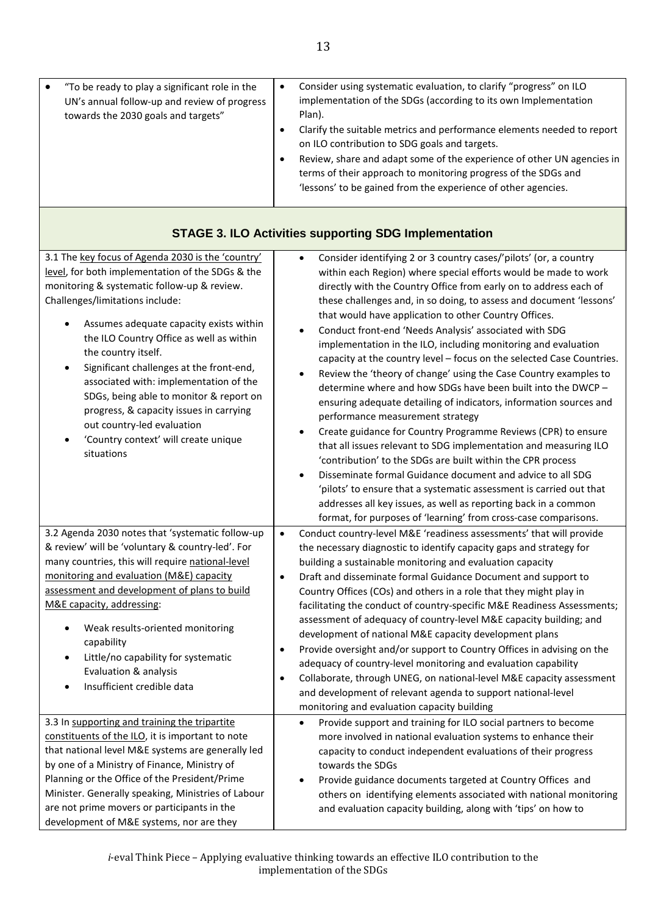| | |
|---|---|
| • "To be ready to play a significant role in the UN's annual follow-up and review of progress towards the 2030 goals and targets" | • Consider using systematic evaluation, to clarify "progress" on ILO implementation of the SDGs (according to its own Implementation Plan).<br>• Clarify the suitable metrics and performance elements needed to report on ILO contribution to SDG goals and targets.<br>• Review, share and adapt some of the experience of other UN agencies in terms of their approach to monitoring progress of the SDGs and 'lessons' to be gained from the experience of other agencies. |
| **STAGE 3. ILO Activities supporting SDG Implementation** | |
| 3.1 The key focus of Agenda 2030 is the 'country' level, for both implementation of the SDGs & the monitoring & systematic follow-up & review. Challenges/limitations include:<br>• Assumes adequate capacity exists within the ILO Country Office as well as within the country itself.<br>• Significant challenges at the front-end, associated with: implementation of the SDGs, being able to monitor & report on progress, & capacity issues in carrying out country-led evaluation<br>• 'Country context' will create unique situations | • Consider identifying 2 or 3 country cases/'pilots' (or, a country within each Region) where special efforts would be made to work directly with the Country Office from early on to address each of these challenges and, in so doing, to assess and document 'lessons' that would have application to other Country Offices.<br>• Conduct front-end 'Needs Analysis' associated with SDG implementation in the ILO, including monitoring and evaluation capacity at the country level – focus on the selected Case Countries.<br>• Review the 'theory of change' using the Case Country examples to determine where and how SDGs have been built into the DWCP – ensuring adequate detailing of indicators, information sources and performance measurement strategy<br>• Create guidance for Country Programme Reviews (CPR) to ensure that all issues relevant to SDG implementation and measuring ILO 'contribution' to the SDGs are built within the CPR process<br>• Disseminate formal Guidance document and advice to all SDG 'pilots' to ensure that a systematic assessment is carried out that addresses all key issues, as well as reporting back in a common format, for purposes of 'learning' from cross-case comparisons. |
| 3.2 Agenda 2030 notes that 'systematic follow-up & review' will be 'voluntary & country-led'. For many countries, this will require national-level monitoring and evaluation (M&E) capacity assessment and development of plans to build M&E capacity, addressing:<br>• Weak results-oriented monitoring capability<br>• Little/no capability for systematic Evaluation & analysis<br>• Insufficient credible data | • Conduct country-level M&E 'readiness assessments' that will provide the necessary diagnostic to identify capacity gaps and strategy for building a sustainable monitoring and evaluation capacity<br>• Draft and disseminate formal Guidance Document and support to Country Offices (COs) and others in a role that they might play in facilitating the conduct of country-specific M&E Readiness Assessments; assessment of adequacy of country-level M&E capacity building; and development of national M&E capacity development plans<br>• Provide oversight and/or support to Country Offices in advising on the adequacy of country-level monitoring and evaluation capability<br>• Collaborate, through UNEG, on national-level M&E capacity assessment and development of relevant agenda to support national-level monitoring and evaluation capacity building |
| 3.3 In supporting and training the tripartite constituents of the ILO, it is important to note that national level M&E systems are generally led by one of a Ministry of Finance, Ministry of Planning or the Office of the President/Prime Minister. Generally speaking, Ministries of Labour are not prime movers or participants in the development of M&E systems, nor are they | • Provide support and training for ILO social partners to become more involved in national evaluation systems to enhance their capacity to conduct independent evaluations of their progress towards the SDGs<br>• Provide guidance documents targeted at Country Offices and others on identifying elements associated with national monitoring and evaluation capacity building, along with 'tips' on how to |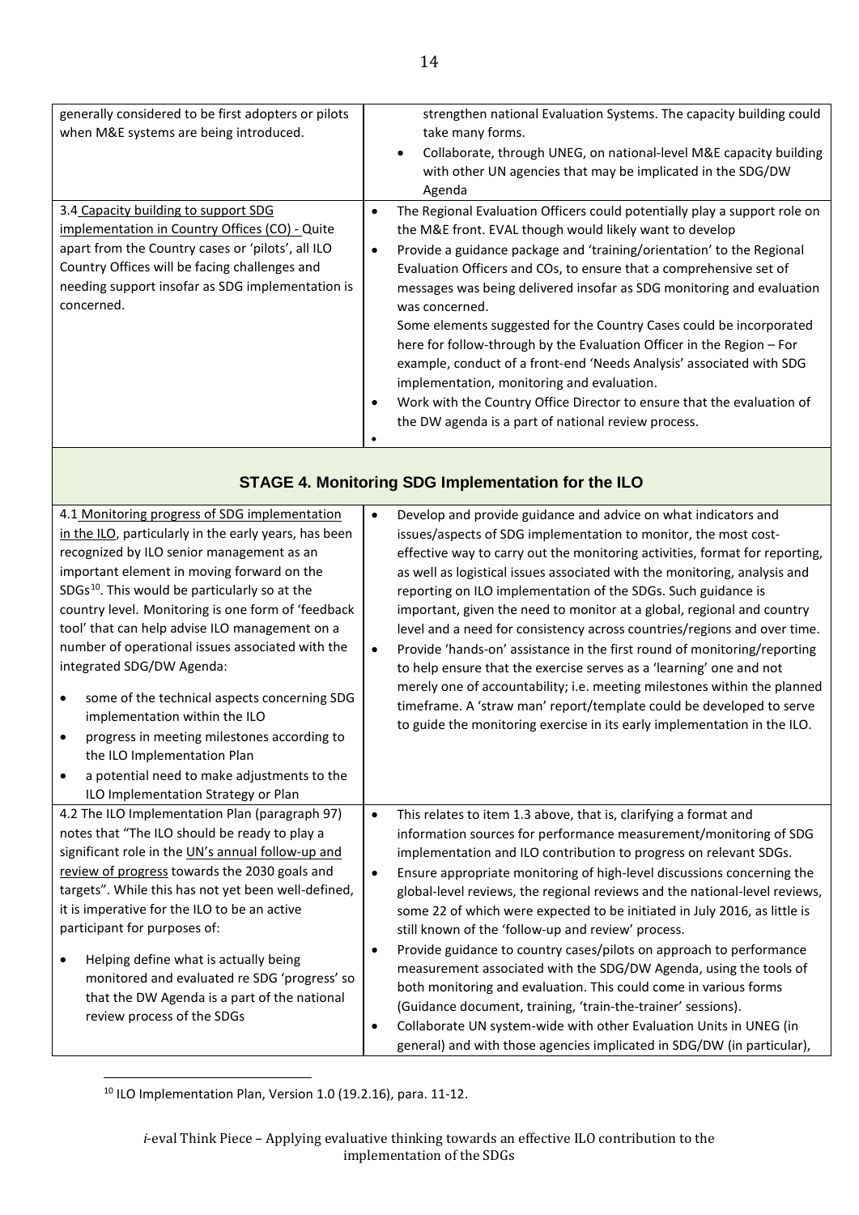| | |
|---|---|
| generally considered to be first adopters or pilots when M&E systems are being introduced. | strengthen national Evaluation Systems. The capacity building could take many forms.<br>• Collaborate, through UNEG, on national-level M&E capacity building with other UN agencies that may be implicated in the SDG/DW Agenda |
| 3.4 Capacity building to support SDG implementation in Country Offices (CO) - Quite apart from the Country cases or 'pilots', all ILO Country Offices will be facing challenges and needing support insofar as SDG implementation is concerned. | • The Regional Evaluation Officers could potentially play a support role on the M&E front. EVAL though would likely want to develop<br>• Provide a guidance package and 'training/orientation' to the Regional Evaluation Officers and COs, to ensure that a comprehensive set of messages was being delivered insofar as SDG monitoring and evaluation was concerned.<br>Some elements suggested for the Country Cases could be incorporated here for follow-through by the Evaluation Officer in the Region – For example, conduct of a front-end 'Needs Analysis' associated with SDG implementation, monitoring and evaluation.<br>• Work with the Country Office Director to ensure that the evaluation of the DW agenda is a part of national review process.<br>• |
| **STAGE 4. Monitoring SDG Implementation for the ILO** | |
| 4.1 Monitoring progress of SDG implementation in the ILO, particularly in the early years, has been recognized by ILO senior management as an important element in moving forward on the SDGs[10]. This would be particularly so at the country level. Monitoring is one form of 'feedback tool' that can help advise ILO management on a number of operational issues associated with the integrated SDG/DW Agenda:<br>• some of the technical aspects concerning SDG implementation within the ILO<br>• progress in meeting milestones according to the ILO Implementation Plan<br>• a potential need to make adjustments to the ILO Implementation Strategy or Plan | • Develop and provide guidance and advice on what indicators and issues/aspects of SDG implementation to monitor, the most cost-effective way to carry out the monitoring activities, format for reporting, as well as logistical issues associated with the monitoring, analysis and reporting on ILO implementation of the SDGs. Such guidance is important, given the need to monitor at a global, regional and country level and a need for consistency across countries/regions and over time.<br>• Provide 'hands-on' assistance in the first round of monitoring/reporting to help ensure that the exercise serves as a 'learning' one and not merely one of accountability; i.e. meeting milestones within the planned timeframe. A 'straw man' report/template could be developed to serve to guide the monitoring exercise in its early implementation in the ILO. |
| 4.2 The ILO Implementation Plan (paragraph 97) notes that "The ILO should be ready to play a significant role in the UN's annual follow-up and review of progress towards the 2030 goals and targets". While this has not yet been well-defined, it is imperative for the ILO to be an active participant for purposes of:<br>• Helping define what is actually being monitored and evaluated re SDG 'progress' so that the DW Agenda is a part of the national review process of the SDGs | • This relates to item 1.3 above, that is, clarifying a format and information sources for performance measurement/monitoring of SDG implementation and ILO contribution to progress on relevant SDGs.<br>• Ensure appropriate monitoring of high-level discussions concerning the global-level reviews, the regional reviews and the national-level reviews, some 22 of which were expected to be initiated in July 2016, as little is still known of the 'follow-up and review' process.<br>• Provide guidance to country cases/pilots on approach to performance measurement associated with the SDG/DW Agenda, using the tools of both monitoring and evaluation. This could come in various forms (Guidance document, training, 'train-the-trainer' sessions).<br>• Collaborate UN system-wide with other Evaluation Units in UNEG (in general) and with those agencies implicated in SDG/DW (in particular), |

[10] ILO Implementation Plan, Version 1.0 (19.2.16), para. 11-12.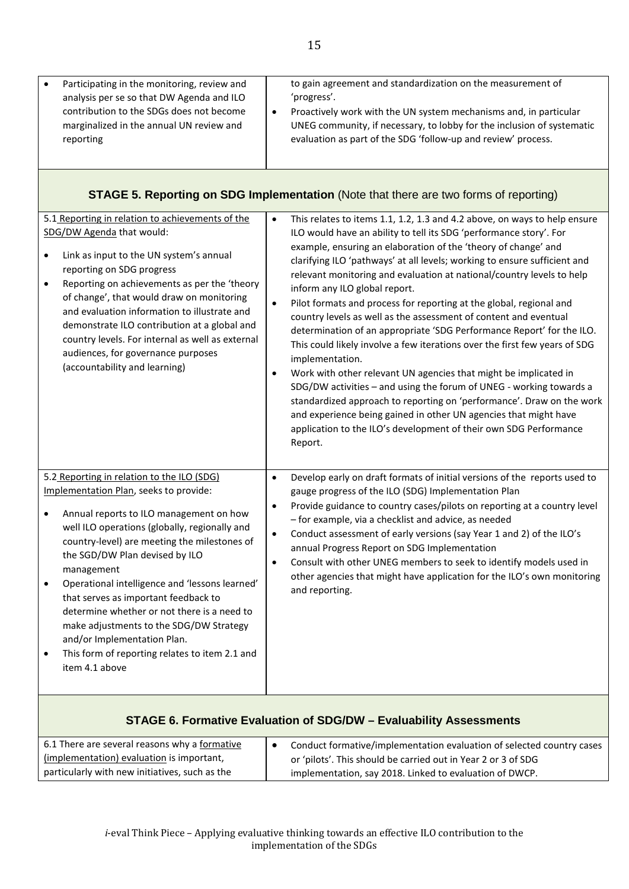| | |
|---|---|
| • Participating in the monitoring, review and analysis per se so that DW Agenda and ILO contribution to the SDGs does not become marginalized in the annual UN review and reporting | to gain agreement and standardization on the measurement of 'progress'.<br>• Proactively work with the UN system mechanisms and, in particular UNEG community, if necessary, to lobby for the inclusion of systematic evaluation as part of the SDG 'follow-up and review' process. |
| **STAGE 5. Reporting on SDG Implementation** (Note that there are two forms of reporting) | |
| 5.1 Reporting in relation to achievements of the SDG/DW Agenda that would:<br>• Link as input to the UN system's annual reporting on SDG progress<br>• Reporting on achievements as per the 'theory of change', that would draw on monitoring and evaluation information to illustrate and demonstrate ILO contribution at a global and country levels. For internal as well as external audiences, for governance purposes (accountability and learning) | • This relates to items 1.1, 1.2, 1.3 and 4.2 above, on ways to help ensure ILO would have an ability to tell its SDG 'performance story'. For example, ensuring an elaboration of the 'theory of change' and clarifying ILO 'pathways' at all levels; working to ensure sufficient and relevant monitoring and evaluation at national/country levels to help inform any ILO global report.<br>• Pilot formats and process for reporting at the global, regional and country levels as well as the assessment of content and eventual determination of an appropriate 'SDG Performance Report' for the ILO. This could likely involve a few iterations over the first few years of SDG implementation.<br>• Work with other relevant UN agencies that might be implicated in SDG/DW activities – and using the forum of UNEG - working towards a standardized approach to reporting on 'performance'. Draw on the work and experience being gained in other UN agencies that might have application to the ILO's development of their own SDG Performance Report. |
| 5.2 Reporting in relation to the ILO (SDG) Implementation Plan, seeks to provide:<br>• Annual reports to ILO management on how well ILO operations (globally, regionally and country-level) are meeting the milestones of the SGD/DW Plan devised by ILO management<br>• Operational intelligence and 'lessons learned' that serves as important feedback to determine whether or not there is a need to make adjustments to the SDG/DW Strategy and/or Implementation Plan.<br>• This form of reporting relates to item 2.1 and item 4.1 above | • Develop early on draft formats of initial versions of the reports used to gauge progress of the ILO (SDG) Implementation Plan<br>• Provide guidance to country cases/pilots on reporting at a country level – for example, via a checklist and advice, as needed<br>• Conduct assessment of early versions (say Year 1 and 2) of the ILO's annual Progress Report on SDG Implementation<br>• Consult with other UNEG members to seek to identify models used in other agencies that might have application for the ILO's own monitoring and reporting. |
| **STAGE 6. Formative Evaluation of SDG/DW – Evaluability Assessments** | |
| 6.1 There are several reasons why a formative (implementation) evaluation is important, particularly with new initiatives, such as the | • Conduct formative/implementation evaluation of selected country cases or 'pilots'. This should be carried out in Year 2 or 3 of SDG implementation, say 2018. Linked to evaluation of DWCP. |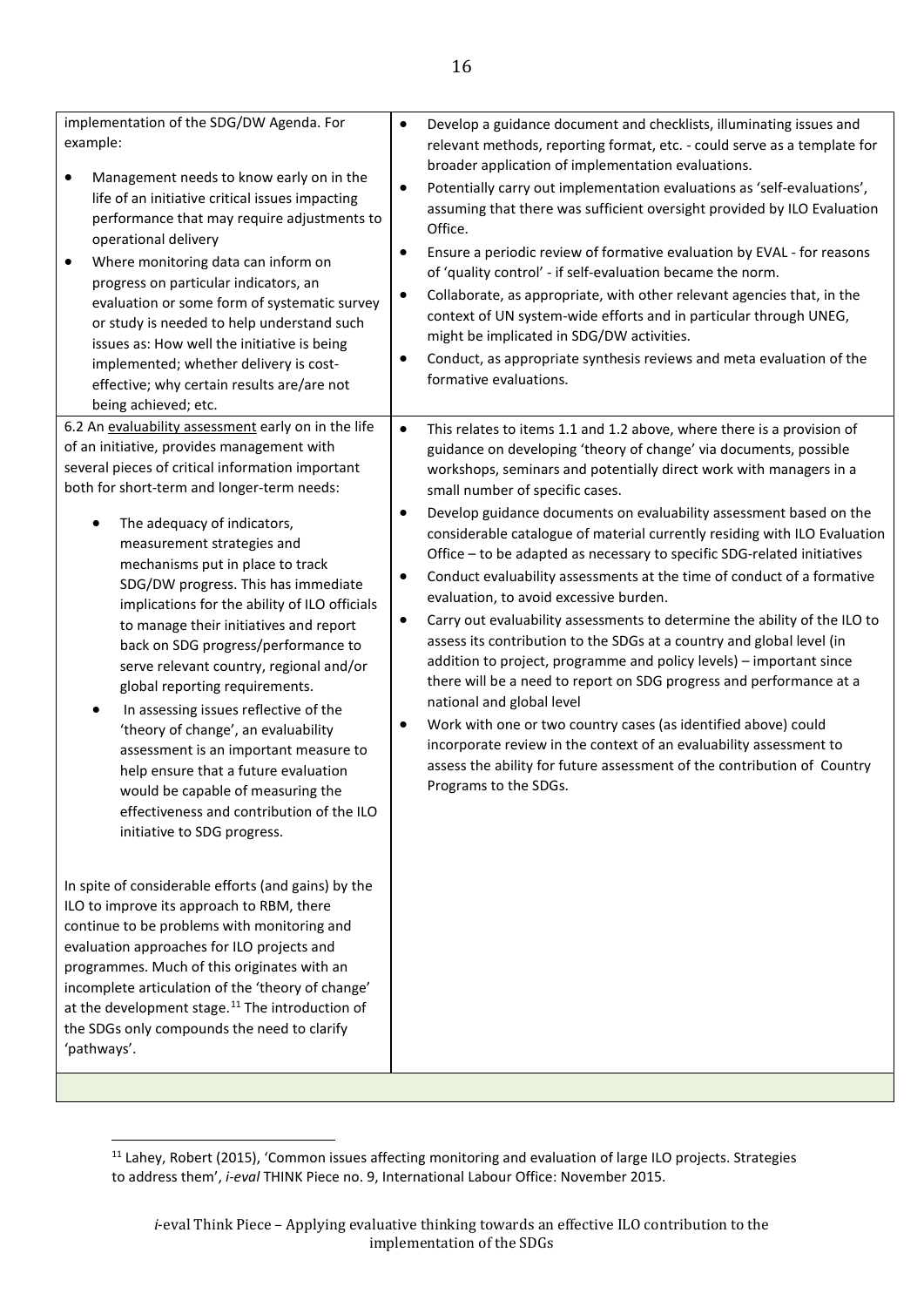| | |
|---|---|
| implementation of the SDG/DW Agenda. For example:<br>• Management needs to know early on in the life of an initiative critical issues impacting performance that may require adjustments to operational delivery<br>• Where monitoring data can inform on progress on particular indicators, an evaluation or some form of systematic survey or study is needed to help understand such issues as: How well the initiative is being implemented; whether delivery is cost-effective; why certain results are/are not being achieved; etc. | • Develop a guidance document and checklists, illuminating issues and relevant methods, reporting format, etc. - could serve as a template for broader application of implementation evaluations.<br>• Potentially carry out implementation evaluations as 'self-evaluations', assuming that there was sufficient oversight provided by ILO Evaluation Office.<br>• Ensure a periodic review of formative evaluation by EVAL - for reasons of 'quality control' - if self-evaluation became the norm.<br>• Collaborate, as appropriate, with other relevant agencies that, in the context of UN system-wide efforts and in particular through UNEG, might be implicated in SDG/DW activities.<br>• Conduct, as appropriate synthesis reviews and meta evaluation of the formative evaluations. |
| 6.2 An evaluability assessment early on in the life of an initiative, provides management with several pieces of critical information important both for short-term and longer-term needs:<br>• The adequacy of indicators, measurement strategies and mechanisms put in place to track SDG/DW progress. This has immediate implications for the ability of ILO officials to manage their initiatives and report back on SDG progress/performance to serve relevant country, regional and/or global reporting requirements.<br>• In assessing issues reflective of the 'theory of change', an evaluability assessment is an important measure to help ensure that a future evaluation would be capable of measuring the effectiveness and contribution of the ILO initiative to SDG progress.<br><br>In spite of considerable efforts (and gains) by the ILO to improve its approach to RBM, there continue to be problems with monitoring and evaluation approaches for ILO projects and programmes. Much of this originates with an incomplete articulation of the 'theory of change' at the development stage.[11] The introduction of the SDGs only compounds the need to clarify 'pathways'. | • This relates to items 1.1 and 1.2 above, where there is a provision of guidance on developing 'theory of change' via documents, possible workshops, seminars and potentially direct work with managers in a small number of specific cases.<br>• Develop guidance documents on evaluability assessment based on the considerable catalogue of material currently residing with ILO Evaluation Office – to be adapted as necessary to specific SDG-related initiatives<br>• Conduct evaluability assessments at the time of conduct of a formative evaluation, to avoid excessive burden.<br>• Carry out evaluability assessments to determine the ability of the ILO to assess its contribution to the SDGs at a country and global level (in addition to project, programme and policy levels) – important since there will be a need to report on SDG progress and performance at a national and global level<br>• Work with one or two country cases (as identified above) could incorporate review in the context of an evaluability assessment to assess the ability for future assessment of the contribution of Country Programs to the SDGs. |
| | |

[11] Lahey, Robert (2015), 'Common issues affecting monitoring and evaluation of large ILO projects. Strategies to address them', *i-eval* THINK Piece no. 9, International Labour Office: November 2015.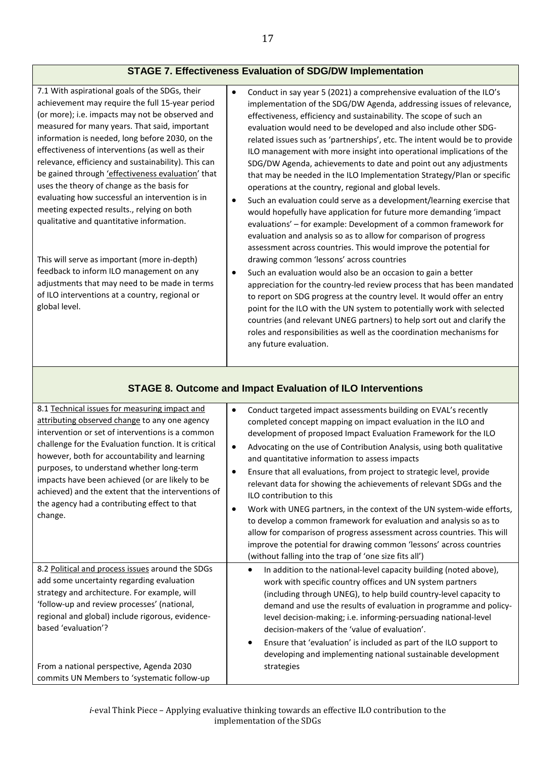| STAGE 7. Effectiveness Evaluation of SDG/DW Implementation | |
|---|---|
| 7.1 With aspirational goals of the SDGs, their achievement may require the full 15-year period (or more); i.e. impacts may not be observed and measured for many years. That said, important information is needed, long before 2030, on the effectiveness of interventions (as well as their relevance, efficiency and sustainability). This can be gained through 'effectiveness evaluation' that uses the theory of change as the basis for evaluating how successful an intervention is in meeting expected results., relying on both qualitative and quantitative information.<br><br>This will serve as important (more in-depth) feedback to inform ILO management on any adjustments that may need to be made in terms of ILO interventions at a country, regional or global level. | • Conduct in say year 5 (2021) a comprehensive evaluation of the ILO's implementation of the SDG/DW Agenda, addressing issues of relevance, effectiveness, efficiency and sustainability. The scope of such an evaluation would need to be developed and also include other SDG-related issues such as 'partnerships', etc. The intent would be to provide ILO management with more insight into operational implications of the SDG/DW Agenda, achievements to date and point out any adjustments that may be needed in the ILO Implementation Strategy/Plan or specific operations at the country, regional and global levels.<br>• Such an evaluation could serve as a development/learning exercise that would hopefully have application for future more demanding 'impact evaluations' – for example: Development of a common framework for evaluation and analysis so as to allow for comparison of progress assessment across countries. This would improve the potential for drawing common 'lessons' across countries<br>• Such an evaluation would also be an occasion to gain a better appreciation for the country-led review process that has been mandated to report on SDG progress at the country level. It would offer an entry point for the ILO with the UN system to potentially work with selected countries (and relevant UNEG partners) to help sort out and clarify the roles and responsibilities as well as the coordination mechanisms for any future evaluation. |

| STAGE 8. Outcome and Impact Evaluation of ILO Interventions | |
|---|---|
| 8.1 Technical issues for measuring impact and attributing observed change to any one agency intervention or set of interventions is a common challenge for the Evaluation function. It is critical however, both for accountability and learning purposes, to understand whether long-term impacts have been achieved (or are likely to be achieved) and the extent that the interventions of the agency had a contributing effect to that change. | • Conduct targeted impact assessments building on EVAL's recently completed concept mapping on impact evaluation in the ILO and development of proposed Impact Evaluation Framework for the ILO<br>• Advocating on the use of Contribution Analysis, using both qualitative and quantitative information to assess impacts<br>• Ensure that all evaluations, from project to strategic level, provide relevant data for showing the achievements of relevant SDGs and the ILO contribution to this<br>• Work with UNEG partners, in the context of the UN system-wide efforts, to develop a common framework for evaluation and analysis so as to allow for comparison of progress assessment across countries. This will improve the potential for drawing common 'lessons' across countries (without falling into the trap of 'one size fits all') |
| 8.2 Political and process issues around the SDGs add some uncertainty regarding evaluation strategy and architecture. For example, will 'follow-up and review processes' (national, regional and global) include rigorous, evidence-based 'evaluation'?<br><br>From a national perspective, Agenda 2030 commits UN Members to 'systematic follow-up | • In addition to the national-level capacity building (noted above), work with specific country offices and UN system partners (including through UNEG), to help build country-level capacity to demand and use the results of evaluation in programme and policy-level decision-making; i.e. informing-persuading national-level decision-makers of the 'value of evaluation'.<br>• Ensure that 'evaluation' is included as part of the ILO support to developing and implementing national sustainable development strategies |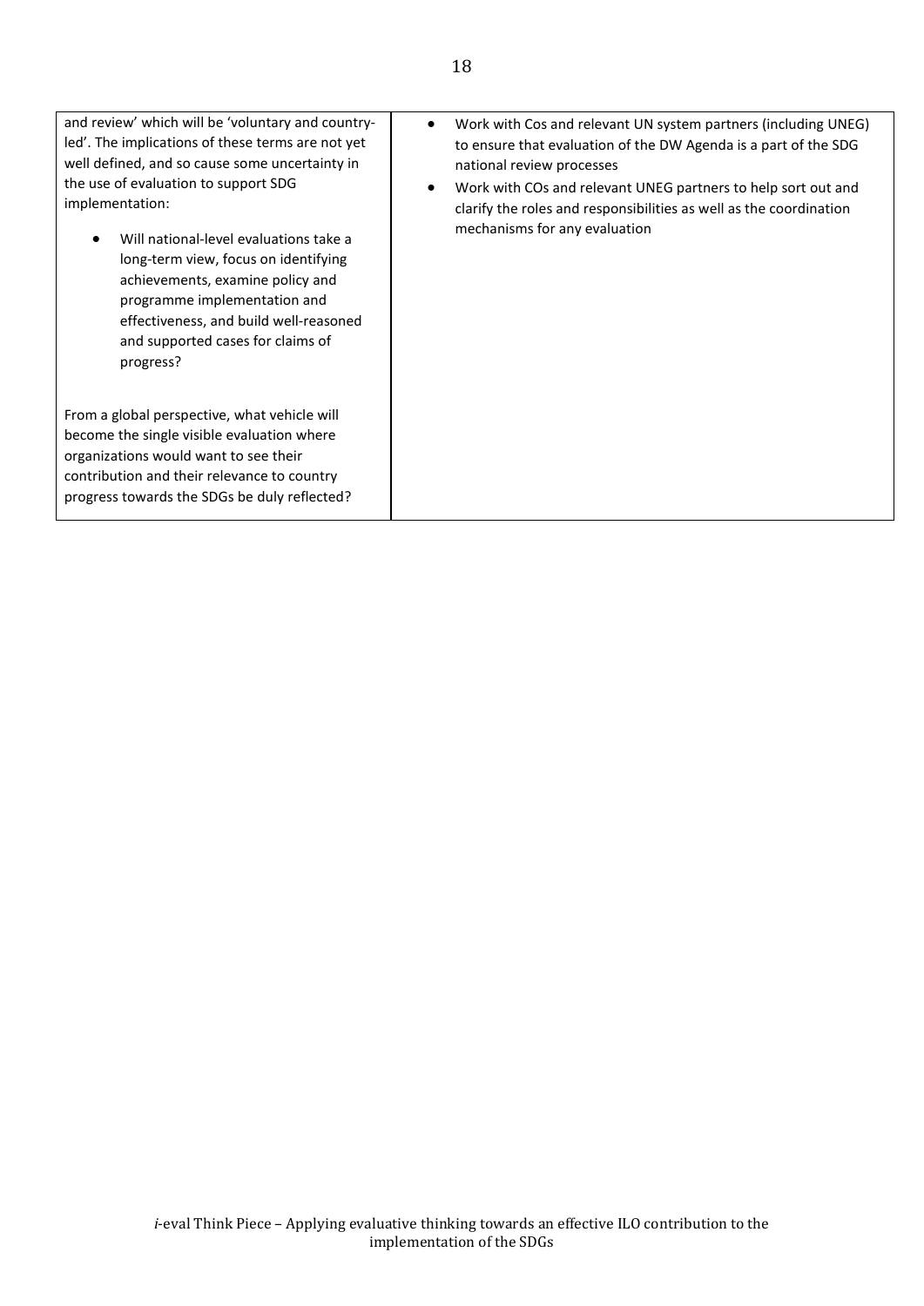| | |
|---|---|
| and review' which will be 'voluntary and country-led'. The implications of these terms are not yet well defined, and so cause some uncertainty in the use of evaluation to support SDG implementation:<br><br>• Will national-level evaluations take a long-term view, focus on identifying achievements, examine policy and programme implementation and effectiveness, and build well-reasoned and supported cases for claims of progress?<br><br>From a global perspective, what vehicle will become the single visible evaluation where organizations would want to see their contribution and their relevance to country progress towards the SDGs be duly reflected? | • Work with Cos and relevant UN system partners (including UNEG) to ensure that evaluation of the DW Agenda is a part of the SDG national review processes<br>• Work with COs and relevant UNEG partners to help sort out and clarify the roles and responsibilities as well as the coordination mechanisms for any evaluation |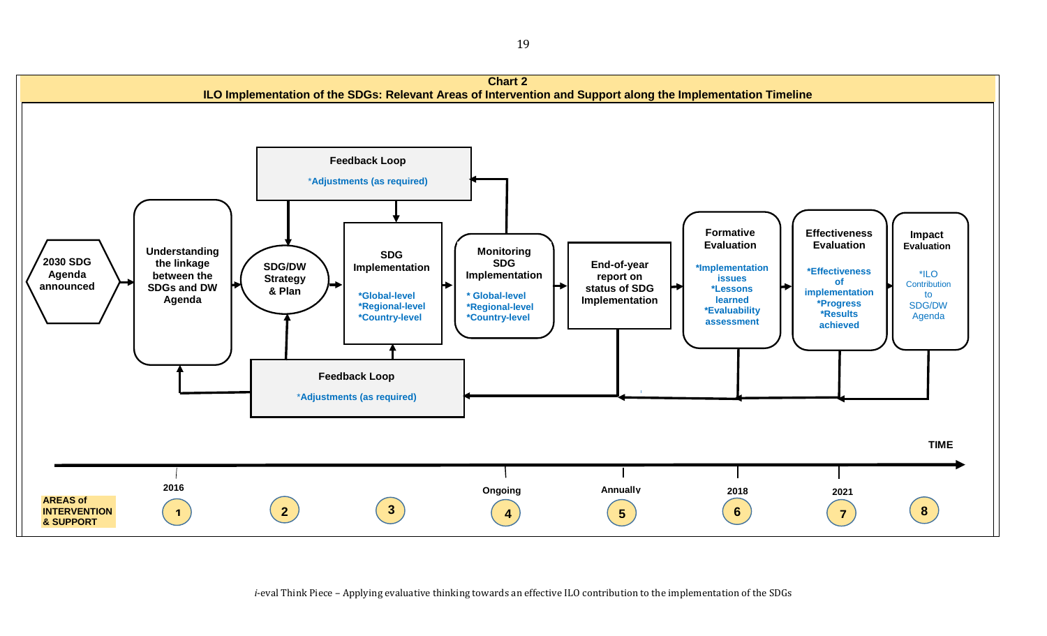**Chart 2**

**ILO Implementation of the SDGs: Relevant Areas of Intervention and Support along the Implementation Timeline**

Feedback Loop
*Adjustments (as required)

2030 SDG Agenda announced

Understanding the linkage between the SDGs and DW Agenda

SDG/DW Strategy & Plan

SDG Implementation
*Global-level
*Regional-level
*Country-level

Monitoring SDG Implementation
* Global-level
*Regional-level
*Country-level

End-of-year report on status of SDG Implementation

Formative Evaluation
*Implementation issues
*Lessons learned
*Evaluability assessment

Effectiveness Evaluation
*Effectiveness of implementation
*Progress
*Results achieved

Impact Evaluation
*ILO Contribution to SDG/DW Agenda

Feedback Loop
*Adjustments (as required)

TIME

2016
Ongoing
Annually
2018
2021

AREAS of INTERVENTION & SUPPORT

1
2
3
4
5
6
7
8